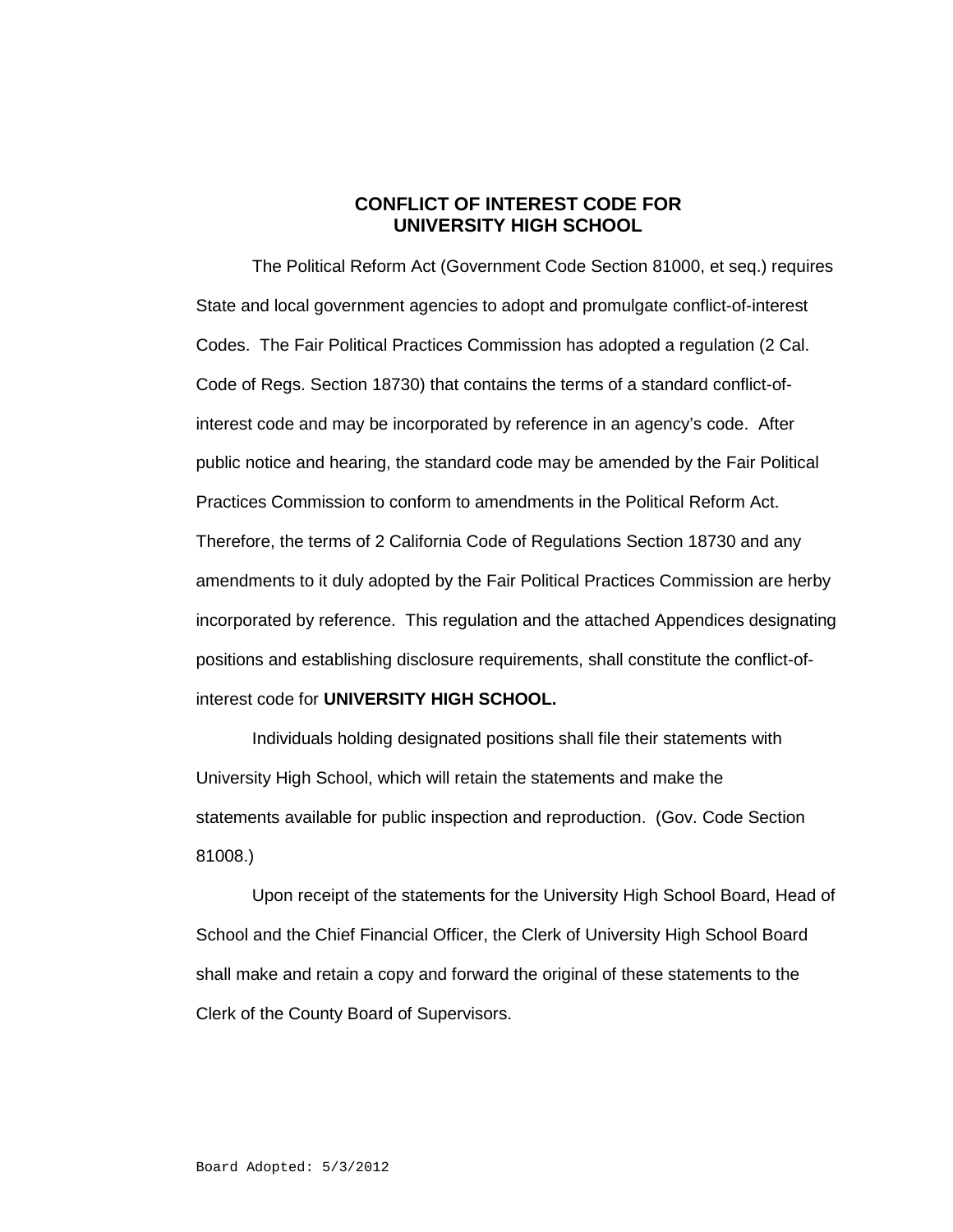# CONFLICT OF INTEREST CODE FOR UNIVERSITY HIGH SCHOOL

The Political Reform Act (Government Code Section 81000, et seq.) requires State and local government agencies to adopt and promulgate conflict-of-interest Codes. The Fair Political Practices Commission has adopted a regulation (2 Cal. Code of Regs. Section 18730) that contains the terms of a standard conflict-of-interest code and may be incorporated by reference in an agency's code. After public notice and hearing, the standard code may be amended by the Fair Political Practices Commission to conform to amendments in the Political Reform Act. Therefore, the terms of 2 California Code of Regulations Section 18730 and any amendments to it duly adopted by the Fair Political Practices Commission are herby incorporated by reference. This regulation and the attached Appendices designating positions and establishing disclosure requirements, shall constitute the conflict-of-interest code for **UNIVERSITY HIGH SCHOOL.**

Individuals holding designated positions shall file their statements with University High School, which will retain the statements and make the statements available for public inspection and reproduction. (Gov. Code Section 81008.)

Upon receipt of the statements for the University High School Board, Head of School and the Chief Financial Officer, the Clerk of University High School Board shall make and retain a copy and forward the original of these statements to the Clerk of the County Board of Supervisors.

Board Adopted: 5/3/2012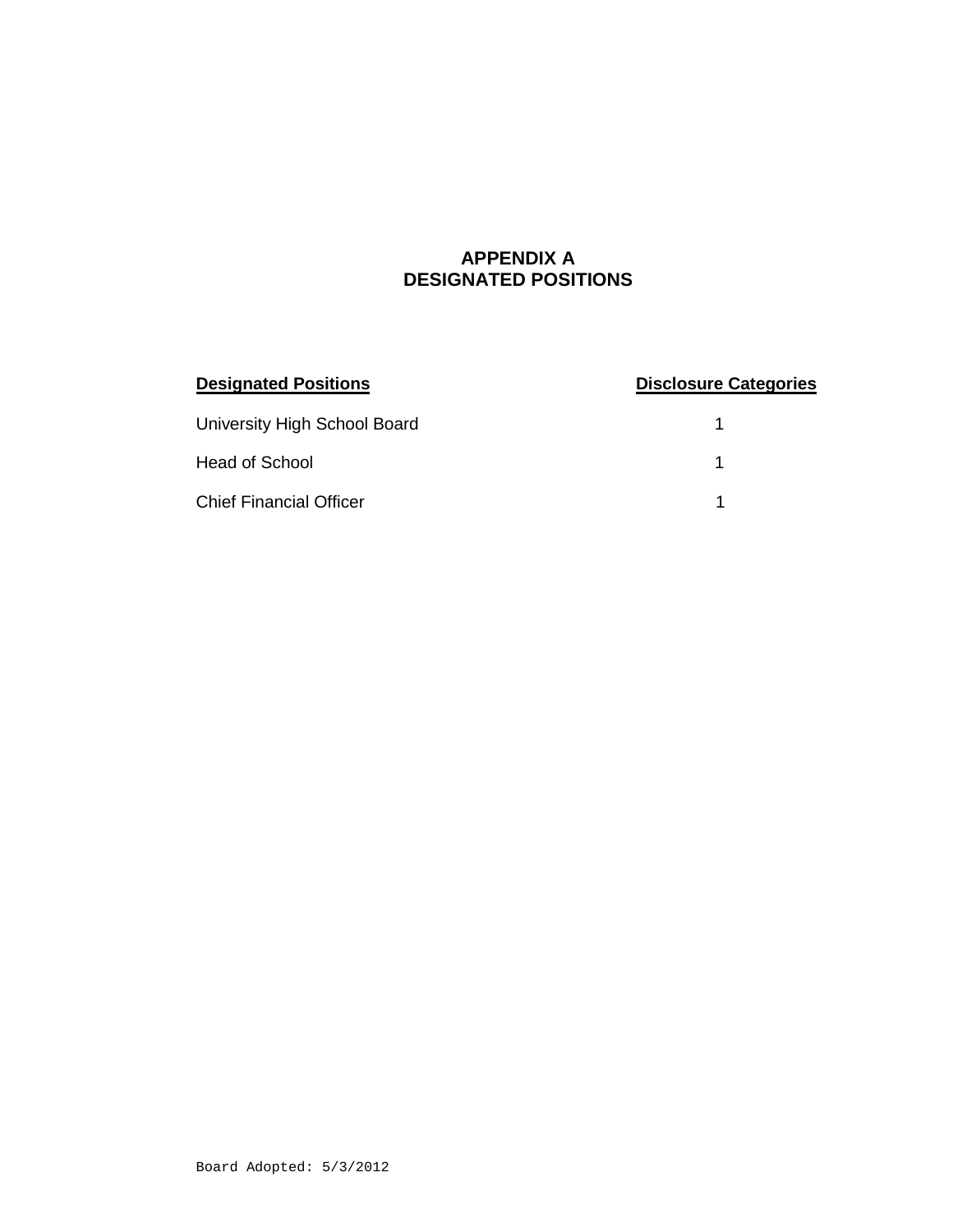# APPENDIX A
# DESIGNATED POSITIONS

| Designated Positions | Disclosure Categories |
| --- | --- |
| University High School Board | 1 |
| Head of School | 1 |
| Chief Financial Officer | 1 |

Board Adopted: 5/3/2012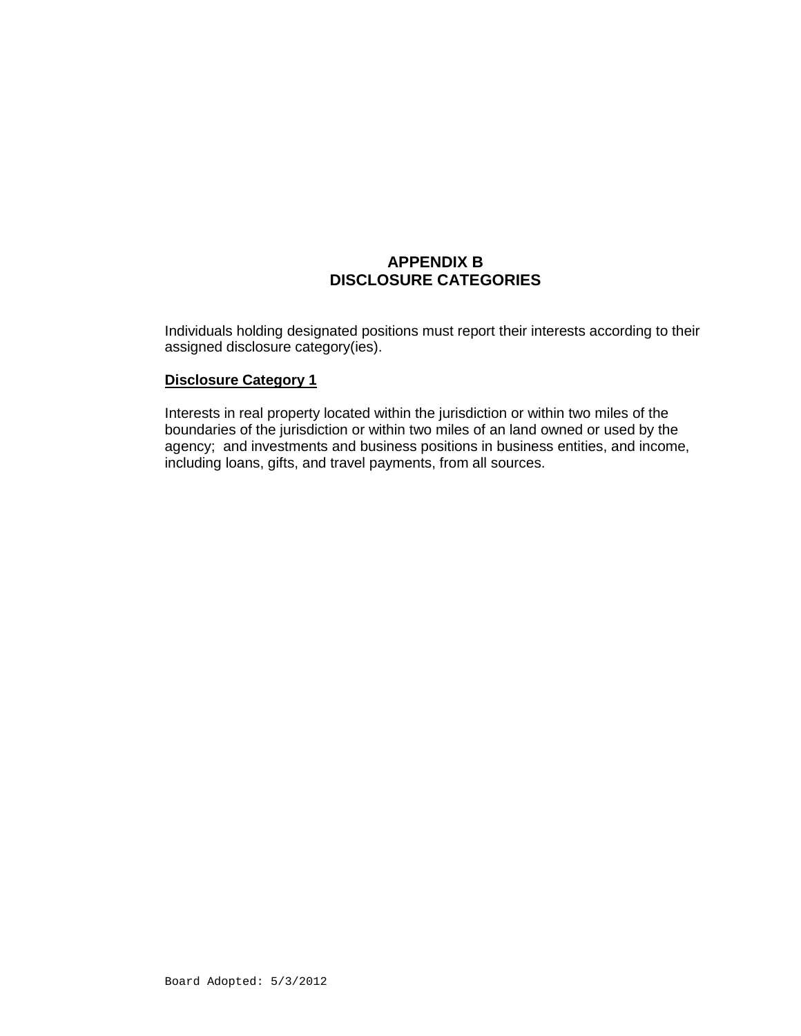# APPENDIX B
# DISCLOSURE CATEGORIES

Individuals holding designated positions must report their interests according to their assigned disclosure category(ies).

**Disclosure Category 1**

Interests in real property located within the jurisdiction or within two miles of the boundaries of the jurisdiction or within two miles of an land owned or used by the agency; and investments and business positions in business entities, and income, including loans, gifts, and travel payments, from all sources.

Board Adopted: 5/3/2012